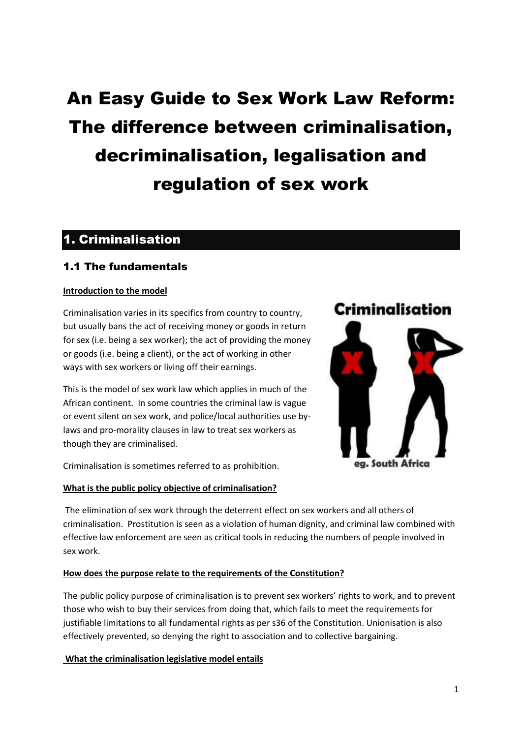# An Easy Guide to Sex Work Law Reform: The difference between criminalisation, decriminalisation, legalisation and regulation of sex work

## 1. Criminalisation

### 1.1 The fundamentals

**Introduction to the model**

Criminalisation varies in its specifics from country to country, but usually bans the act of receiving money or goods in return for sex (i.e. being a sex worker); the act of providing the money or goods (i.e. being a client), or the act of working in other ways with sex workers or living off their earnings.

This is the model of sex work law which applies in much of the African continent. In some countries the criminal law is vague or event silent on sex work, and police/local authorities use by-laws and pro-morality clauses in law to treat sex workers as though they are criminalised.

Criminalisation is sometimes referred to as prohibition.

**What is the public policy objective of criminalisation?**

The elimination of sex work through the deterrent effect on sex workers and all others of criminalisation. Prostitution is seen as a violation of human dignity, and criminal law combined with effective law enforcement are seen as critical tools in reducing the numbers of people involved in sex work.

**How does the purpose relate to the requirements of the Constitution?**

The public policy purpose of criminalisation is to prevent sex workers' rights to work, and to prevent those who wish to buy their services from doing that, which fails to meet the requirements for justifiable limitations to all fundamental rights as per s36 of the Constitution. Unionisation is also effectively prevented, so denying the right to association and to collective bargaining.

**What the criminalisation legislative model entails**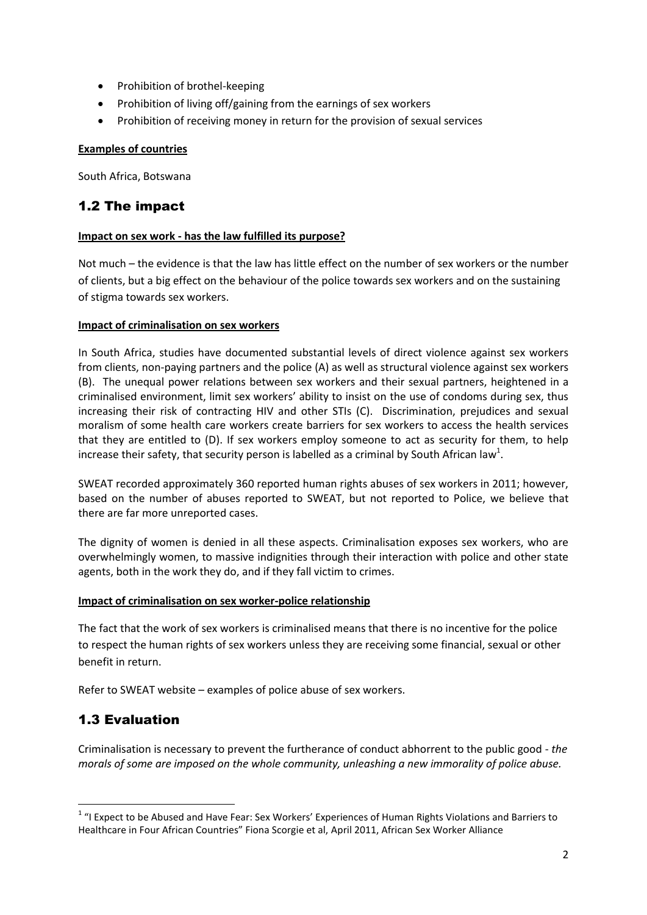- Prohibition of brothel-keeping
- Prohibition of living off/gaining from the earnings of sex workers
- Prohibition of receiving money in return for the provision of sexual services

**Examples of countries**

South Africa, Botswana

## 1.2 The impact

**Impact on sex work - has the law fulfilled its purpose?**

Not much – the evidence is that the law has little effect on the number of sex workers or the number of clients, but a big effect on the behaviour of the police towards sex workers and on the sustaining of stigma towards sex workers.

**Impact of criminalisation on sex workers**

In South Africa, studies have documented substantial levels of direct violence against sex workers from clients, non-paying partners and the police (A) as well as structural violence against sex workers (B). The unequal power relations between sex workers and their sexual partners, heightened in a criminalised environment, limit sex workers' ability to insist on the use of condoms during sex, thus increasing their risk of contracting HIV and other STIs (C). Discrimination, prejudices and sexual moralism of some health care workers create barriers for sex workers to access the health services that they are entitled to (D). If sex workers employ someone to act as security for them, to help increase their safety, that security person is labelled as a criminal by South African law[1].

SWEAT recorded approximately 360 reported human rights abuses of sex workers in 2011; however, based on the number of abuses reported to SWEAT, but not reported to Police, we believe that there are far more unreported cases.

The dignity of women is denied in all these aspects. Criminalisation exposes sex workers, who are overwhelmingly women, to massive indignities through their interaction with police and other state agents, both in the work they do, and if they fall victim to crimes.

**Impact of criminalisation on sex worker-police relationship**

The fact that the work of sex workers is criminalised means that there is no incentive for the police to respect the human rights of sex workers unless they are receiving some financial, sexual or other benefit in return.

Refer to SWEAT website – examples of police abuse of sex workers.

## 1.3 Evaluation

Criminalisation is necessary to prevent the furtherance of conduct abhorrent to the public good - *the morals of some are imposed on the whole community, unleashing a new immorality of police abuse.*

---

[1] "I Expect to be Abused and Have Fear: Sex Workers' Experiences of Human Rights Violations and Barriers to Healthcare in Four African Countries" Fiona Scorgie et al, April 2011, African Sex Worker Alliance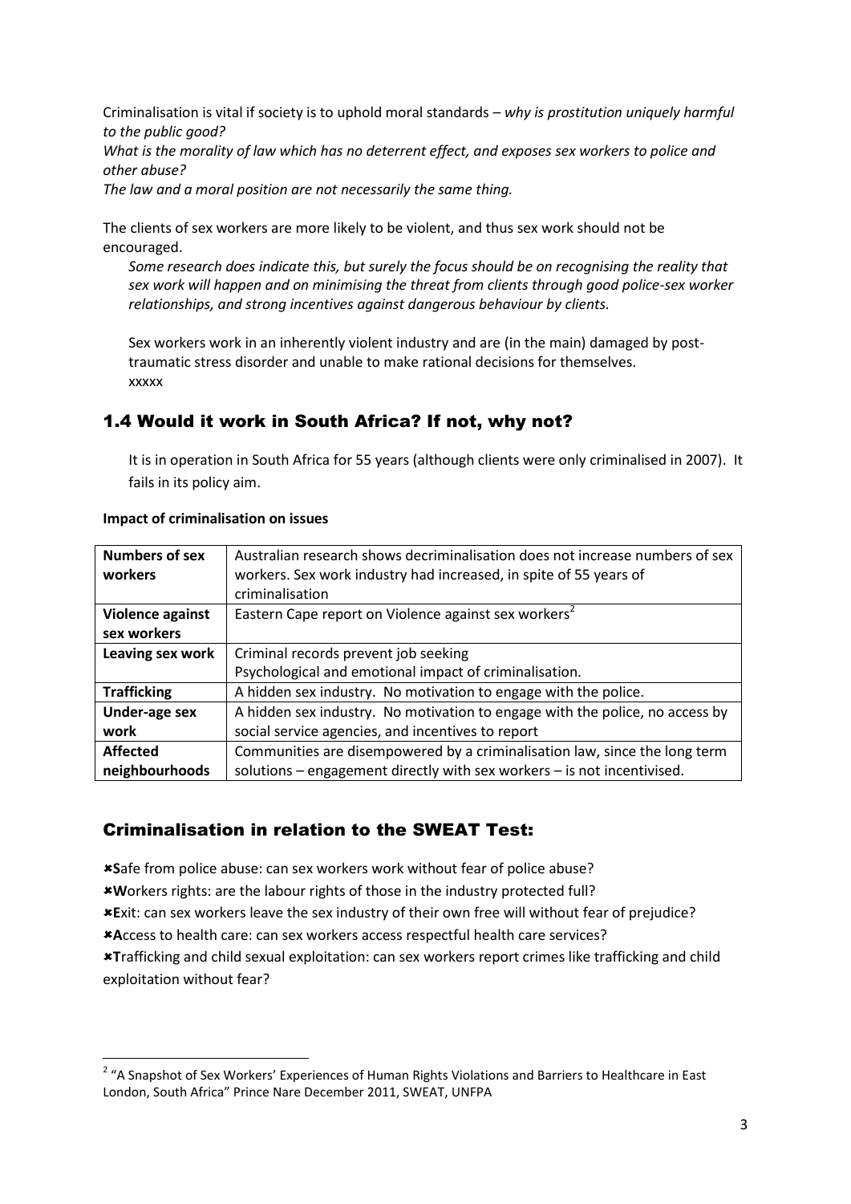Criminalisation is vital if society is to uphold moral standards – *why is prostitution uniquely harmful to the public good?*

*What is the morality of law which has no deterrent effect, and exposes sex workers to police and other abuse?*

*The law and a moral position are not necessarily the same thing.*

The clients of sex workers are more likely to be violent, and thus sex work should not be encouraged.

> *Some research does indicate this, but surely the focus should be on recognising the reality that sex work will happen and on minimising the threat from clients through good police-sex worker relationships, and strong incentives against dangerous behaviour by clients.*
>
> Sex workers work in an inherently violent industry and are (in the main) damaged by post-traumatic stress disorder and unable to make rational decisions for themselves.
> xxxxx

## 1.4 Would it work in South Africa? If not, why not?

It is in operation in South Africa for 55 years (although clients were only criminalised in 2007). It fails in its policy aim.

**Impact of criminalisation on issues**

| | |
|---|---|
| **Numbers of sex workers** | Australian research shows decriminalisation does not increase numbers of sex workers. Sex work industry had increased, in spite of 55 years of criminalisation |
| **Violence against sex workers** | Eastern Cape report on Violence against sex workers[2] |
| **Leaving sex work** | Criminal records prevent job seeking<br>Psychological and emotional impact of criminalisation. |
| **Trafficking** | A hidden sex industry. No motivation to engage with the police. |
| **Under-age sex work** | A hidden sex industry. No motivation to engage with the police, no access by social service agencies, and incentives to report |
| **Affected neighbourhoods** | Communities are disempowered by a criminalisation law, since the long term solutions – engagement directly with sex workers – is not incentivised. |

## Criminalisation in relation to the SWEAT Test:

- ✖ **S**afe from police abuse: can sex workers work without fear of police abuse?
- ✖ **W**orkers rights: are the labour rights of those in the industry protected full?
- ✖ **E**xit: can sex workers leave the sex industry of their own free will without fear of prejudice?
- ✖ **A**ccess to health care: can sex workers access respectful health care services?
- ✖ **T**rafficking and child sexual exploitation: can sex workers report crimes like trafficking and child exploitation without fear?

---

[2] "A Snapshot of Sex Workers' Experiences of Human Rights Violations and Barriers to Healthcare in East London, South Africa" Prince Nare December 2011, SWEAT, UNFPA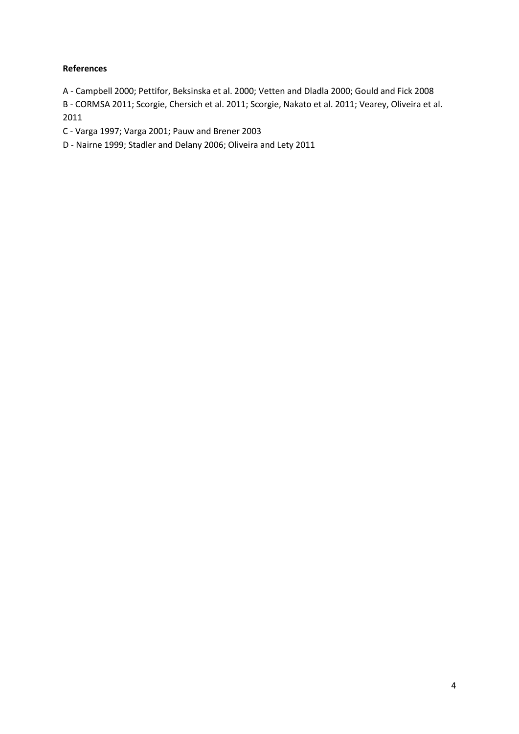**References**

A - Campbell 2000; Pettifor, Beksinska et al. 2000; Vetten and Dladla 2000; Gould and Fick 2008

B - CORMSA 2011; Scorgie, Chersich et al. 2011; Scorgie, Nakato et al. 2011; Vearey, Oliveira et al. 2011

C - Varga 1997; Varga 2001; Pauw and Brener 2003

D - Nairne 1999; Stadler and Delany 2006; Oliveira and Lety 2011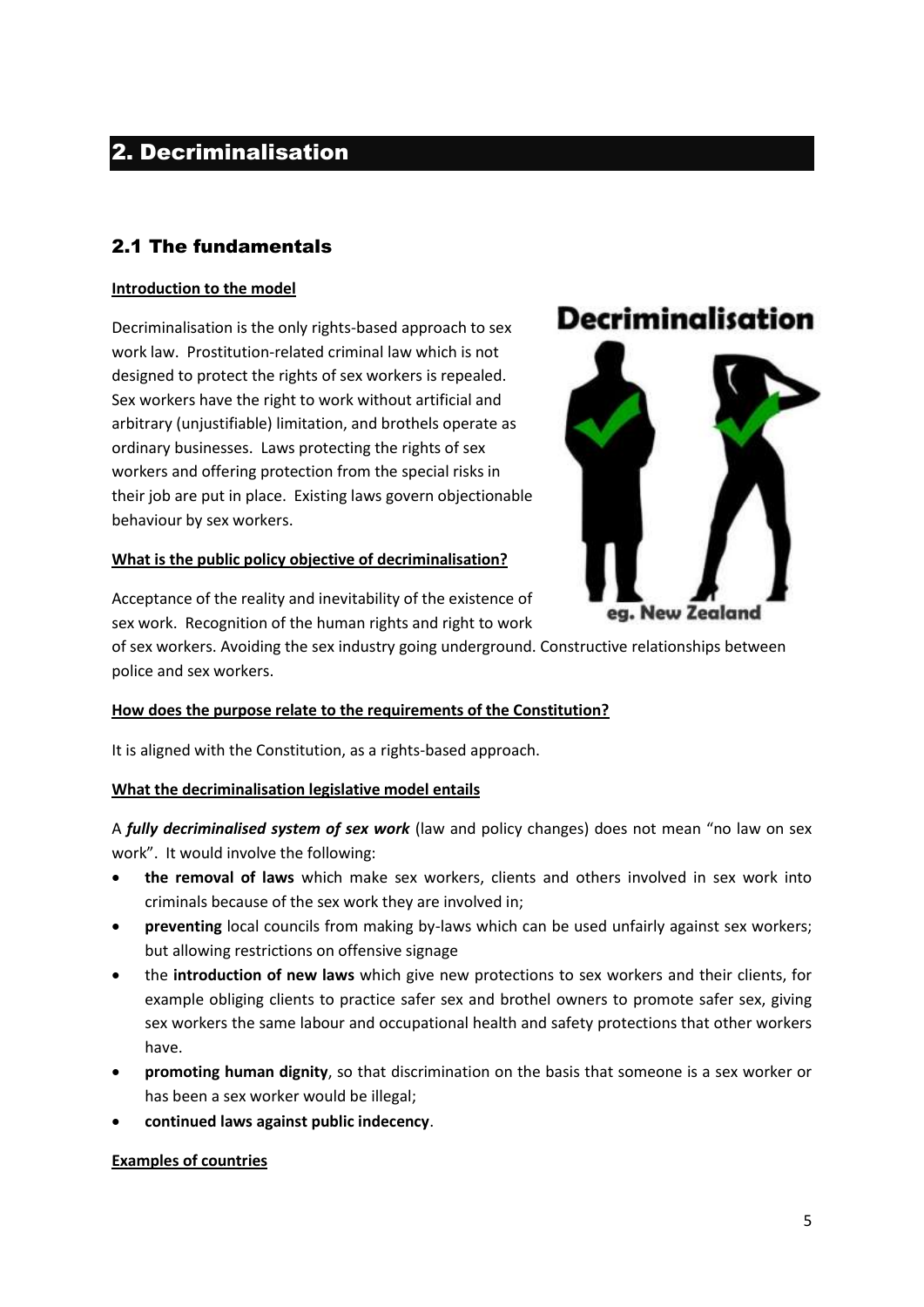## 2. Decriminalisation

### 2.1 The fundamentals

**Introduction to the model**

Decriminalisation is the only rights-based approach to sex work law. Prostitution-related criminal law which is not designed to protect the rights of sex workers is repealed. Sex workers have the right to work without artificial and arbitrary (unjustifiable) limitation, and brothels operate as ordinary businesses. Laws protecting the rights of sex workers and offering protection from the special risks in their job are put in place. Existing laws govern objectionable behaviour by sex workers.

**What is the public policy objective of decriminalisation?**

Acceptance of the reality and inevitability of the existence of sex work. Recognition of the human rights and right to work of sex workers. Avoiding the sex industry going underground. Constructive relationships between police and sex workers.

**How does the purpose relate to the requirements of the Constitution?**

It is aligned with the Constitution, as a rights-based approach.

**What the decriminalisation legislative model entails**

A ***fully decriminalised system of sex work*** (law and policy changes) does not mean "no law on sex work". It would involve the following:

- **the removal of laws** which make sex workers, clients and others involved in sex work into criminals because of the sex work they are involved in;
- **preventing** local councils from making by-laws which can be used unfairly against sex workers; but allowing restrictions on offensive signage
- the **introduction of new laws** which give new protections to sex workers and their clients, for example obliging clients to practice safer sex and brothel owners to promote safer sex, giving sex workers the same labour and occupational health and safety protections that other workers have.
- **promoting human dignity**, so that discrimination on the basis that someone is a sex worker or has been a sex worker would be illegal;
- **continued laws against public indecency**.

**Examples of countries**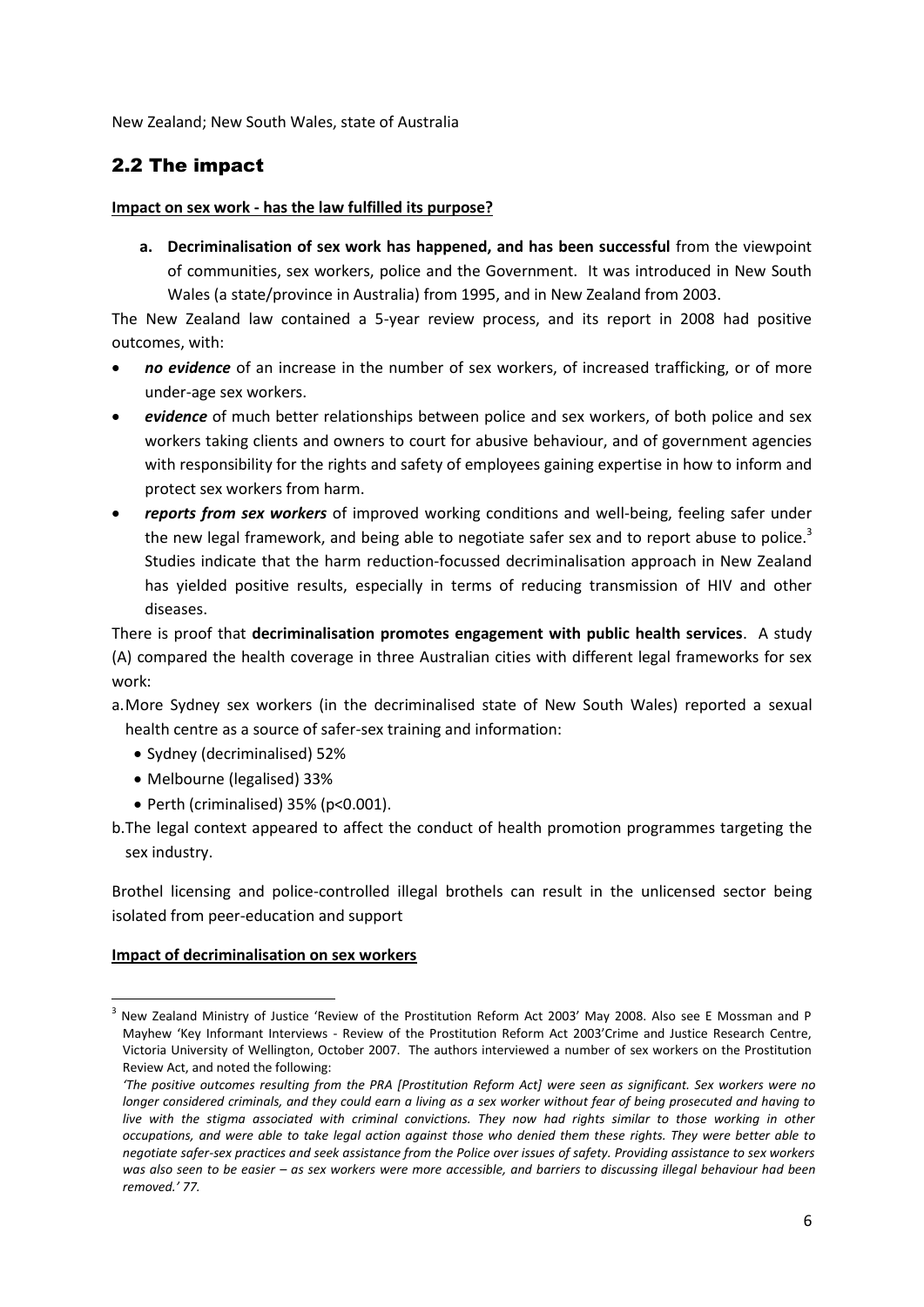New Zealand; New South Wales, state of Australia

## 2.2 The impact

**Impact on sex work - has the law fulfilled its purpose?**

**a. Decriminalisation of sex work has happened, and has been successful** from the viewpoint of communities, sex workers, police and the Government. It was introduced in New South Wales (a state/province in Australia) from 1995, and in New Zealand from 2003.

The New Zealand law contained a 5-year review process, and its report in 2008 had positive outcomes, with:

- ***no evidence*** of an increase in the number of sex workers, of increased trafficking, or of more under-age sex workers.
- ***evidence*** of much better relationships between police and sex workers, of both police and sex workers taking clients and owners to court for abusive behaviour, and of government agencies with responsibility for the rights and safety of employees gaining expertise in how to inform and protect sex workers from harm.
- ***reports from sex workers*** of improved working conditions and well-being, feeling safer under the new legal framework, and being able to negotiate safer sex and to report abuse to police.[3] Studies indicate that the harm reduction-focussed decriminalisation approach in New Zealand has yielded positive results, especially in terms of reducing transmission of HIV and other diseases.

There is proof that **decriminalisation promotes engagement with public health services**. A study (A) compared the health coverage in three Australian cities with different legal frameworks for sex work:

a. More Sydney sex workers (in the decriminalised state of New South Wales) reported a sexual health centre as a source of safer-sex training and information:
   - Sydney (decriminalised) 52%
   - Melbourne (legalised) 33%
   - Perth (criminalised) 35% ($p<0.001$).

b. The legal context appeared to affect the conduct of health promotion programmes targeting the sex industry.

Brothel licensing and police-controlled illegal brothels can result in the unlicensed sector being isolated from peer-education and support

**Impact of decriminalisation on sex workers**

---

[3] New Zealand Ministry of Justice 'Review of the Prostitution Reform Act 2003' May 2008. Also see E Mossman and P Mayhew 'Key Informant Interviews - Review of the Prostitution Reform Act 2003'Crime and Justice Research Centre, Victoria University of Wellington, October 2007. The authors interviewed a number of sex workers on the Prostitution Review Act, and noted the following:

*'The positive outcomes resulting from the PRA [Prostitution Reform Act] were seen as significant. Sex workers were no longer considered criminals, and they could earn a living as a sex worker without fear of being prosecuted and having to live with the stigma associated with criminal convictions. They now had rights similar to those working in other occupations, and were able to take legal action against those who denied them these rights. They were better able to negotiate safer-sex practices and seek assistance from the Police over issues of safety. Providing assistance to sex workers was also seen to be easier – as sex workers were more accessible, and barriers to discussing illegal behaviour had been removed.' 77.*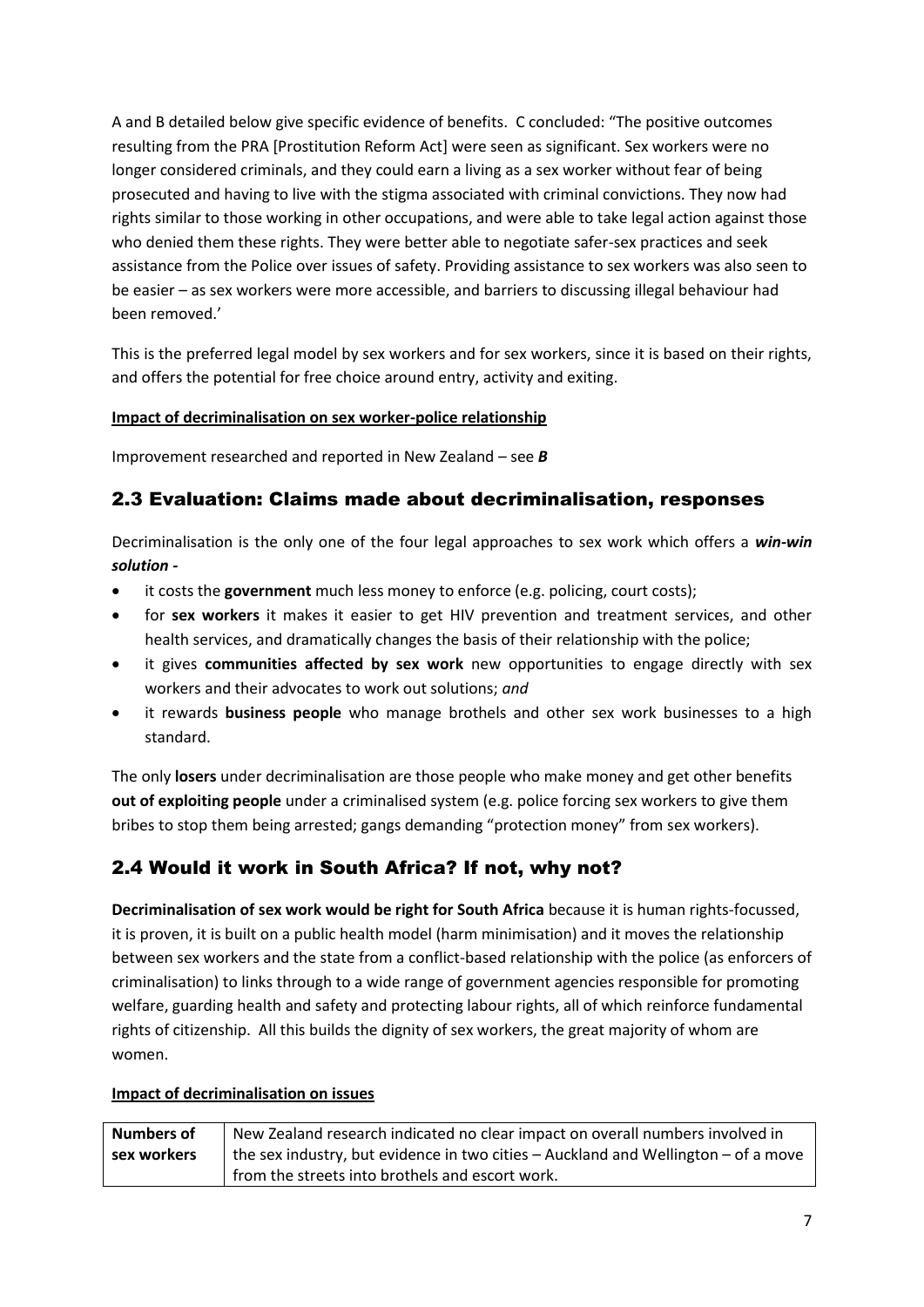A and B detailed below give specific evidence of benefits. C concluded: "The positive outcomes resulting from the PRA [Prostitution Reform Act] were seen as significant. Sex workers were no longer considered criminals, and they could earn a living as a sex worker without fear of being prosecuted and having to live with the stigma associated with criminal convictions. They now had rights similar to those working in other occupations, and were able to take legal action against those who denied them these rights. They were better able to negotiate safer-sex practices and seek assistance from the Police over issues of safety. Providing assistance to sex workers was also seen to be easier – as sex workers were more accessible, and barriers to discussing illegal behaviour had been removed.'

This is the preferred legal model by sex workers and for sex workers, since it is based on their rights, and offers the potential for free choice around entry, activity and exiting.

**Impact of decriminalisation on sex worker-police relationship**

Improvement researched and reported in New Zealand – see ***B***

## 2.3 Evaluation: Claims made about decriminalisation, responses

Decriminalisation is the only one of the four legal approaches to sex work which offers a ***win-win solution -***

- it costs the **government** much less money to enforce (e.g. policing, court costs);
- for **sex workers** it makes it easier to get HIV prevention and treatment services, and other health services, and dramatically changes the basis of their relationship with the police;
- it gives **communities affected by sex work** new opportunities to engage directly with sex workers and their advocates to work out solutions; *and*
- it rewards **business people** who manage brothels and other sex work businesses to a high standard.

The only **losers** under decriminalisation are those people who make money and get other benefits **out of exploiting people** under a criminalised system (e.g. police forcing sex workers to give them bribes to stop them being arrested; gangs demanding "protection money" from sex workers).

## 2.4 Would it work in South Africa? If not, why not?

**Decriminalisation of sex work would be right for South Africa** because it is human rights-focussed, it is proven, it is built on a public health model (harm minimisation) and it moves the relationship between sex workers and the state from a conflict-based relationship with the police (as enforcers of criminalisation) to links through to a wide range of government agencies responsible for promoting welfare, guarding health and safety and protecting labour rights, all of which reinforce fundamental rights of citizenship. All this builds the dignity of sex workers, the great majority of whom are women.

**Impact of decriminalisation on issues**

| | |
|---|---|
| **Numbers of sex workers** | New Zealand research indicated no clear impact on overall numbers involved in the sex industry, but evidence in two cities – Auckland and Wellington – of a move from the streets into brothels and escort work. |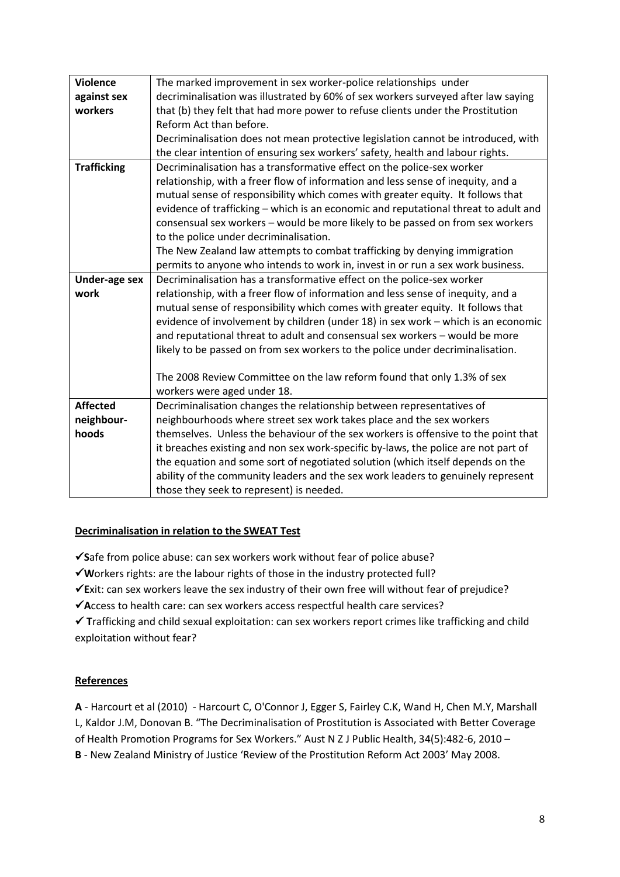| Violence against sex workers | The marked improvement in sex worker-police relationships under decriminalisation was illustrated by 60% of sex workers surveyed after law saying that (b) they felt that had more power to refuse clients under the Prostitution Reform Act than before.<br>Decriminalisation does not mean protective legislation cannot be introduced, with the clear intention of ensuring sex workers' safety, health and labour rights. |
|---|---|
| **Trafficking** | Decriminalisation has a transformative effect on the police-sex worker relationship, with a freer flow of information and less sense of inequity, and a mutual sense of responsibility which comes with greater equity. It follows that evidence of trafficking – which is an economic and reputational threat to adult and consensual sex workers – would be more likely to be passed on from sex workers to the police under decriminalisation.<br>The New Zealand law attempts to combat trafficking by denying immigration permits to anyone who intends to work in, invest in or run a sex work business. |
| **Under-age sex work** | Decriminalisation has a transformative effect on the police-sex worker relationship, with a freer flow of information and less sense of inequity, and a mutual sense of responsibility which comes with greater equity. It follows that evidence of involvement by children (under 18) in sex work – which is an economic and reputational threat to adult and consensual sex workers – would be more likely to be passed on from sex workers to the police under decriminalisation.<br><br>The 2008 Review Committee on the law reform found that only 1.3% of sex workers were aged under 18. |
| **Affected neighbour-hoods** | Decriminalisation changes the relationship between representatives of neighbourhoods where street sex work takes place and the sex workers themselves. Unless the behaviour of the sex workers is offensive to the point that it breaches existing and non sex work-specific by-laws, the police are not part of the equation and some sort of negotiated solution (which itself depends on the ability of the community leaders and the sex work leaders to genuinely represent those they seek to represent) is needed. |

## Decriminalisation in relation to the SWEAT Test

✓**S**afe from police abuse: can sex workers work without fear of police abuse?

✓**W**orkers rights: are the labour rights of those in the industry protected full?

✓**E**xit: can sex workers leave the sex industry of their own free will without fear of prejudice?

✓**A**ccess to health care: can sex workers access respectful health care services?

✓ **T**rafficking and child sexual exploitation: can sex workers report crimes like trafficking and child exploitation without fear?

## References

**A** - Harcourt et al (2010) - Harcourt C, O'Connor J, Egger S, Fairley C.K, Wand H, Chen M.Y, Marshall L, Kaldor J.M, Donovan B. "The Decriminalisation of Prostitution is Associated with Better Coverage of Health Promotion Programs for Sex Workers." Aust N Z J Public Health, 34(5):482-6, 2010 –

**B** - New Zealand Ministry of Justice 'Review of the Prostitution Reform Act 2003' May 2008.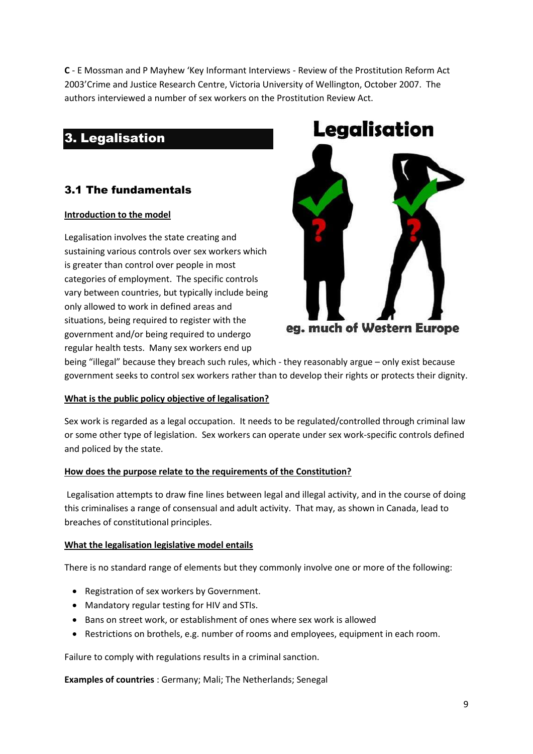**C** - E Mossman and P Mayhew 'Key Informant Interviews - Review of the Prostitution Reform Act 2003'Crime and Justice Research Centre, Victoria University of Wellington, October 2007. The authors interviewed a number of sex workers on the Prostitution Review Act.

## 3. Legalisation

### 3.1 The fundamentals

**Introduction to the model**

Legalisation involves the state creating and sustaining various controls over sex workers which is greater than control over people in most categories of employment. The specific controls vary between countries, but typically include being only allowed to work in defined areas and situations, being required to register with the government and/or being required to undergo regular health tests. Many sex workers end up being "illegal" because they breach such rules, which - they reasonably argue – only exist because government seeks to control sex workers rather than to develop their rights or protects their dignity.

**What is the public policy objective of legalisation?**

Sex work is regarded as a legal occupation. It needs to be regulated/controlled through criminal law or some other type of legislation. Sex workers can operate under sex work-specific controls defined and policed by the state.

**How does the purpose relate to the requirements of the Constitution?**

Legalisation attempts to draw fine lines between legal and illegal activity, and in the course of doing this criminalises a range of consensual and adult activity. That may, as shown in Canada, lead to breaches of constitutional principles.

**What the legalisation legislative model entails**

There is no standard range of elements but they commonly involve one or more of the following:

- Registration of sex workers by Government.
- Mandatory regular testing for HIV and STIs.
- Bans on street work, or establishment of ones where sex work is allowed
- Restrictions on brothels, e.g. number of rooms and employees, equipment in each room.

Failure to comply with regulations results in a criminal sanction.

**Examples of countries** : Germany; Mali; The Netherlands; Senegal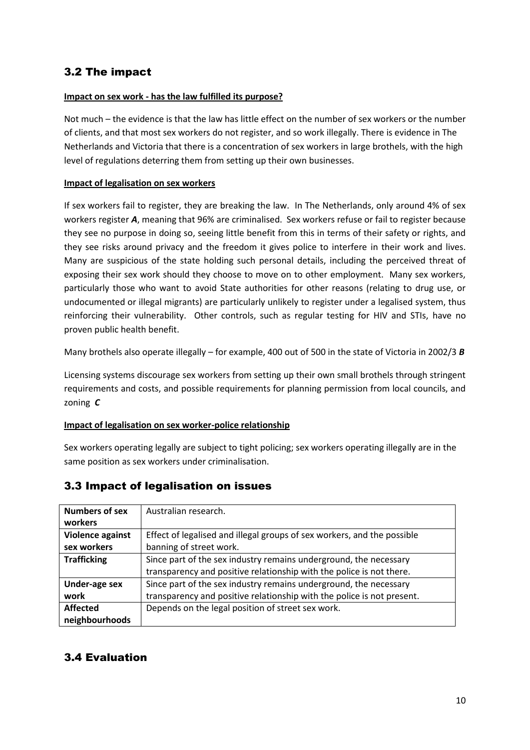## 3.2 The impact

**Impact on sex work - has the law fulfilled its purpose?**

Not much – the evidence is that the law has little effect on the number of sex workers or the number of clients, and that most sex workers do not register, and so work illegally. There is evidence in The Netherlands and Victoria that there is a concentration of sex workers in large brothels, with the high level of regulations deterring them from setting up their own businesses.

**Impact of legalisation on sex workers**

If sex workers fail to register, they are breaking the law. In The Netherlands, only around 4% of sex workers register ***A***, meaning that 96% are criminalised. Sex workers refuse or fail to register because they see no purpose in doing so, seeing little benefit from this in terms of their safety or rights, and they see risks around privacy and the freedom it gives police to interfere in their work and lives. Many are suspicious of the state holding such personal details, including the perceived threat of exposing their sex work should they choose to move on to other employment. Many sex workers, particularly those who want to avoid State authorities for other reasons (relating to drug use, or undocumented or illegal migrants) are particularly unlikely to register under a legalised system, thus reinforcing their vulnerability. Other controls, such as regular testing for HIV and STIs, have no proven public health benefit.

Many brothels also operate illegally – for example, 400 out of 500 in the state of Victoria in 2002/3 ***B***

Licensing systems discourage sex workers from setting up their own small brothels through stringent requirements and costs, and possible requirements for planning permission from local councils, and zoning ***C***

**Impact of legalisation on sex worker-police relationship**

Sex workers operating legally are subject to tight policing; sex workers operating illegally are in the same position as sex workers under criminalisation.

## 3.3 Impact of legalisation on issues

| | |
|---|---|
| **Numbers of sex workers** | Australian research. |
| **Violence against sex workers** | Effect of legalised and illegal groups of sex workers, and the possible banning of street work. |
| **Trafficking** | Since part of the sex industry remains underground, the necessary transparency and positive relationship with the police is not there. |
| **Under-age sex work** | Since part of the sex industry remains underground, the necessary transparency and positive relationship with the police is not present. |
| **Affected neighbourhoods** | Depends on the legal position of street sex work. |

## 3.4 Evaluation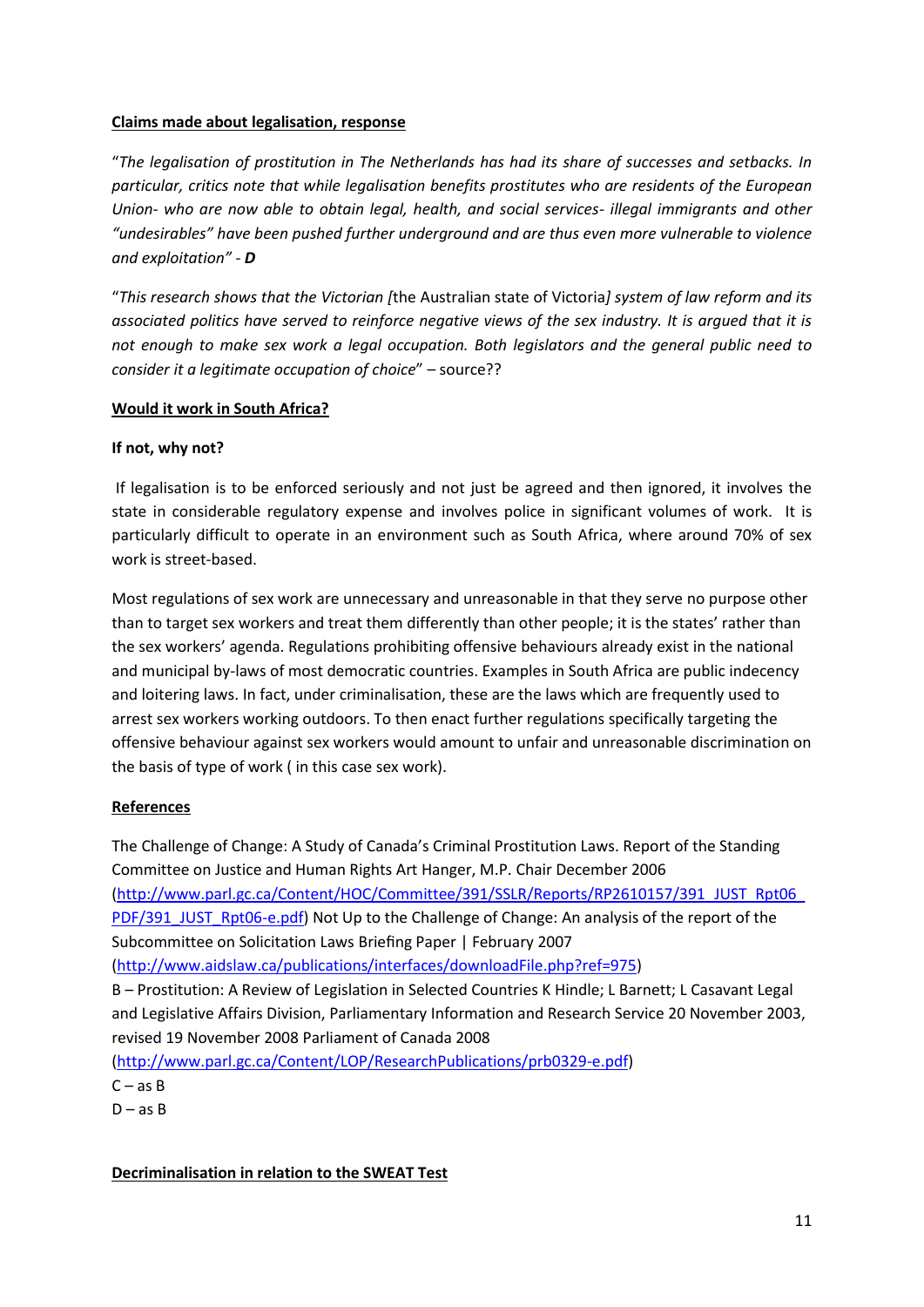**Claims made about legalisation, response**

"*The legalisation of prostitution in The Netherlands has had its share of successes and setbacks. In particular, critics note that while legalisation benefits prostitutes who are residents of the European Union- who are now able to obtain legal, health, and social services- illegal immigrants and other "undesirables" have been pushed further underground and are thus even more vulnerable to violence and exploitation"* - ***D***

"*This research shows that the Victorian [*the Australian state of Victoria*] system of law reform and its associated politics have served to reinforce negative views of the sex industry. It is argued that it is not enough to make sex work a legal occupation. Both legislators and the general public need to consider it a legitimate occupation of choice*" – source??

**Would it work in South Africa?**

**If not, why not?**

If legalisation is to be enforced seriously and not just be agreed and then ignored, it involves the state in considerable regulatory expense and involves police in significant volumes of work. It is particularly difficult to operate in an environment such as South Africa, where around 70% of sex work is street-based.

Most regulations of sex work are unnecessary and unreasonable in that they serve no purpose other than to target sex workers and treat them differently than other people; it is the states' rather than the sex workers' agenda. Regulations prohibiting offensive behaviours already exist in the national and municipal by-laws of most democratic countries. Examples in South Africa are public indecency and loitering laws. In fact, under criminalisation, these are the laws which are frequently used to arrest sex workers working outdoors. To then enact further regulations specifically targeting the offensive behaviour against sex workers would amount to unfair and unreasonable discrimination on the basis of type of work ( in this case sex work).

**References**

The Challenge of Change: A Study of Canada's Criminal Prostitution Laws. Report of the Standing Committee on Justice and Human Rights Art Hanger, M.P. Chair December 2006 (http://www.parl.gc.ca/Content/HOC/Committee/391/SSLR/Reports/RP2610157/391_JUST_Rpt06_PDF/391_JUST_Rpt06-e.pdf) Not Up to the Challenge of Change: An analysis of the report of the Subcommittee on Solicitation Laws Briefing Paper | February 2007 (http://www.aidslaw.ca/publications/interfaces/downloadFile.php?ref=975)

B – Prostitution: A Review of Legislation in Selected Countries K Hindle; L Barnett; L Casavant Legal and Legislative Affairs Division, Parliamentary Information and Research Service 20 November 2003, revised 19 November 2008 Parliament of Canada 2008 (http://www.parl.gc.ca/Content/LOP/ResearchPublications/prb0329-e.pdf)

C – as B

D – as B

**Decriminalisation in relation to the SWEAT Test**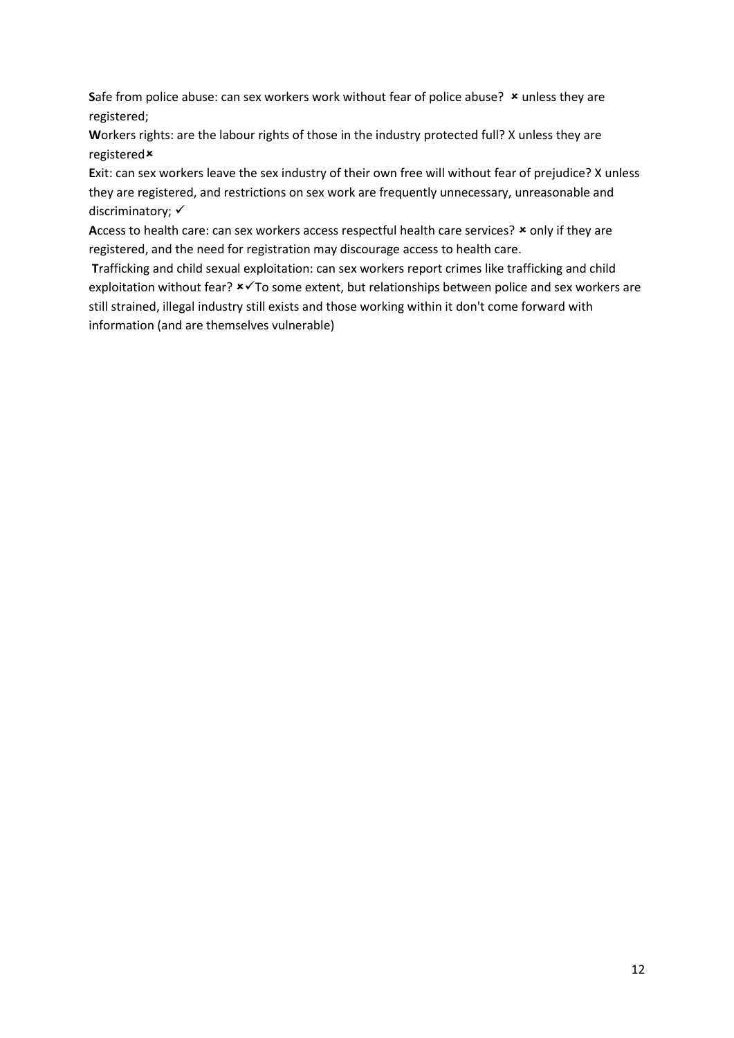**S**afe from police abuse: can sex workers work without fear of police abuse? ✖ unless they are registered;

**W**orkers rights: are the labour rights of those in the industry protected full? X unless they are registered✖

**E**xit: can sex workers leave the sex industry of their own free will without fear of prejudice? X unless they are registered, and restrictions on sex work are frequently unnecessary, unreasonable and discriminatory; ✓

**A**ccess to health care: can sex workers access respectful health care services? ✖ only if they are registered, and the need for registration may discourage access to health care.

**T**rafficking and child sexual exploitation: can sex workers report crimes like trafficking and child exploitation without fear? ✖✓To some extent, but relationships between police and sex workers are still strained, illegal industry still exists and those working within it don't come forward with information (and are themselves vulnerable)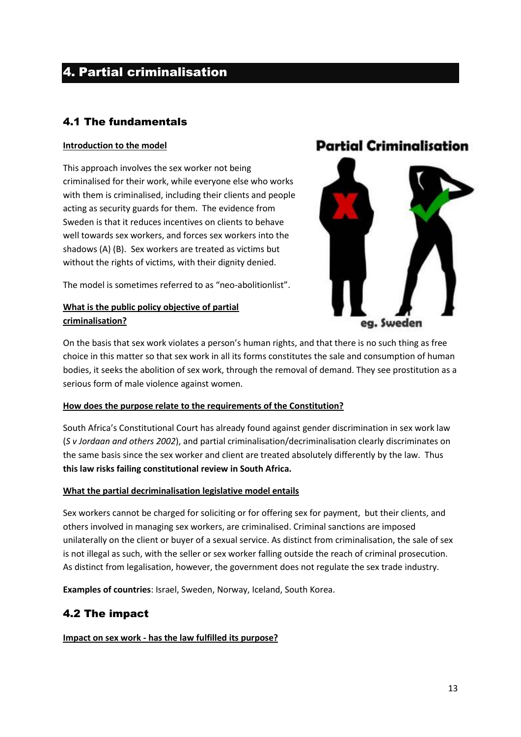## 4. Partial criminalisation

### 4.1 The fundamentals

**Introduction to the model**

This approach involves the sex worker not being criminalised for their work, while everyone else who works with them is criminalised, including their clients and people acting as security guards for them. The evidence from Sweden is that it reduces incentives on clients to behave well towards sex workers, and forces sex workers into the shadows (A) (B). Sex workers are treated as victims but without the rights of victims, with their dignity denied.

The model is sometimes referred to as "neo-abolitionlist".

**What is the public policy objective of partial criminalisation?**

On the basis that sex work violates a person's human rights, and that there is no such thing as free choice in this matter so that sex work in all its forms constitutes the sale and consumption of human bodies, it seeks the abolition of sex work, through the removal of demand. They see prostitution as a serious form of male violence against women.

**How does the purpose relate to the requirements of the Constitution?**

South Africa's Constitutional Court has already found against gender discrimination in sex work law (*S v Jordaan and others 2002*), and partial criminalisation/decriminalisation clearly discriminates on the same basis since the sex worker and client are treated absolutely differently by the law. Thus **this law risks failing constitutional review in South Africa.**

**What the partial decriminalisation legislative model entails**

Sex workers cannot be charged for soliciting or for offering sex for payment, but their clients, and others involved in managing sex workers, are criminalised. Criminal sanctions are imposed unilaterally on the client or buyer of a sexual service. As distinct from criminalisation, the sale of sex is not illegal as such, with the seller or sex worker falling outside the reach of criminal prosecution. As distinct from legalisation, however, the government does not regulate the sex trade industry.

**Examples of countries**: Israel, Sweden, Norway, Iceland, South Korea.

### 4.2 The impact

**Impact on sex work - has the law fulfilled its purpose?**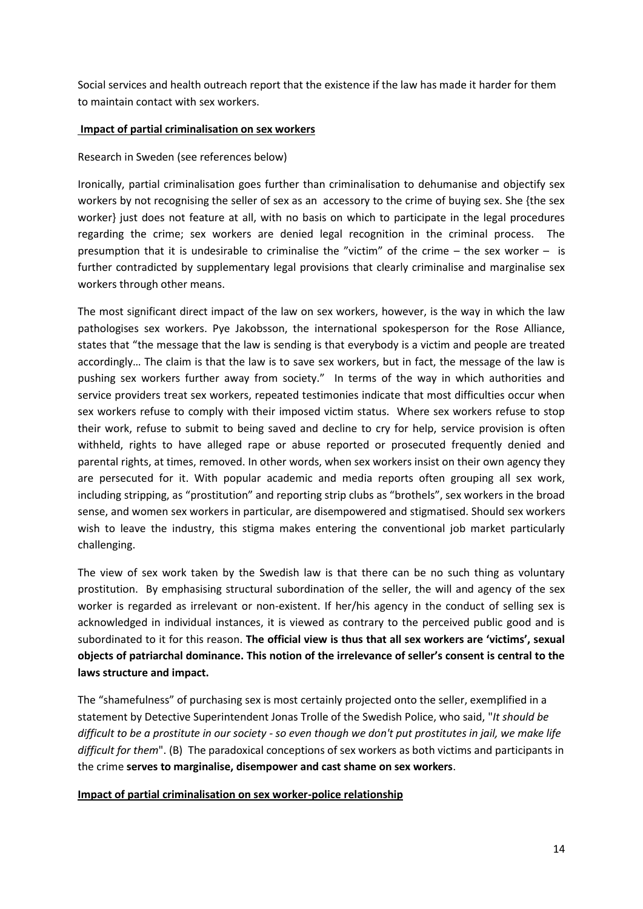Social services and health outreach report that the existence if the law has made it harder for them to maintain contact with sex workers.

## **Impact of partial criminalisation on sex workers**

Research in Sweden (see references below)

Ironically, partial criminalisation goes further than criminalisation to dehumanise and objectify sex workers by not recognising the seller of sex as an accessory to the crime of buying sex. She {the sex worker} just does not feature at all, with no basis on which to participate in the legal procedures regarding the crime; sex workers are denied legal recognition in the criminal process. The presumption that it is undesirable to criminalise the "victim" of the crime – the sex worker – is further contradicted by supplementary legal provisions that clearly criminalise and marginalise sex workers through other means.

The most significant direct impact of the law on sex workers, however, is the way in which the law pathologises sex workers. Pye Jakobsson, the international spokesperson for the Rose Alliance, states that "the message that the law is sending is that everybody is a victim and people are treated accordingly… The claim is that the law is to save sex workers, but in fact, the message of the law is pushing sex workers further away from society." In terms of the way in which authorities and service providers treat sex workers, repeated testimonies indicate that most difficulties occur when sex workers refuse to comply with their imposed victim status. Where sex workers refuse to stop their work, refuse to submit to being saved and decline to cry for help, service provision is often withheld, rights to have alleged rape or abuse reported or prosecuted frequently denied and parental rights, at times, removed. In other words, when sex workers insist on their own agency they are persecuted for it. With popular academic and media reports often grouping all sex work, including stripping, as "prostitution" and reporting strip clubs as "brothels", sex workers in the broad sense, and women sex workers in particular, are disempowered and stigmatised. Should sex workers wish to leave the industry, this stigma makes entering the conventional job market particularly challenging.

The view of sex work taken by the Swedish law is that there can be no such thing as voluntary prostitution. By emphasising structural subordination of the seller, the will and agency of the sex worker is regarded as irrelevant or non-existent. If her/his agency in the conduct of selling sex is acknowledged in individual instances, it is viewed as contrary to the perceived public good and is subordinated to it for this reason. **The official view is thus that all sex workers are 'victims', sexual objects of patriarchal dominance. This notion of the irrelevance of seller's consent is central to the laws structure and impact.**

The "shamefulness" of purchasing sex is most certainly projected onto the seller, exemplified in a statement by Detective Superintendent Jonas Trolle of the Swedish Police, who said, "*It should be difficult to be a prostitute in our society - so even though we don't put prostitutes in jail, we make life difficult for them*". (B) The paradoxical conceptions of sex workers as both victims and participants in the crime **serves to marginalise, disempower and cast shame on sex workers**.

## **Impact of partial criminalisation on sex worker-police relationship**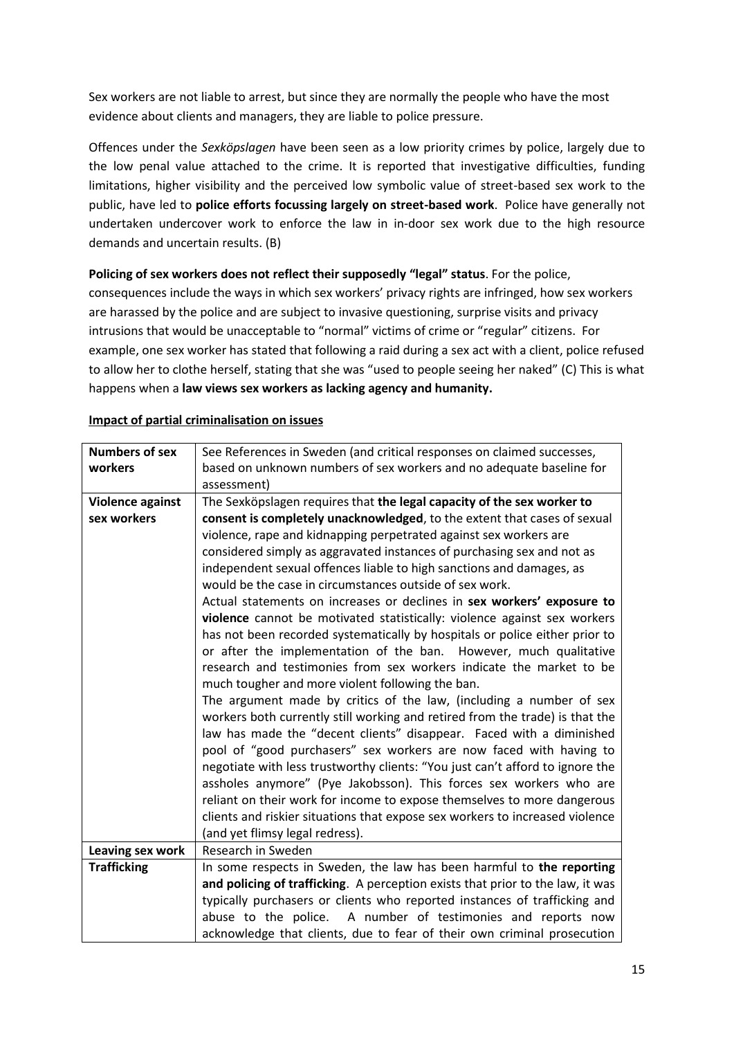Sex workers are not liable to arrest, but since they are normally the people who have the most evidence about clients and managers, they are liable to police pressure.

Offences under the *Sexköpslagen* have been seen as a low priority crimes by police, largely due to the low penal value attached to the crime. It is reported that investigative difficulties, funding limitations, higher visibility and the perceived low symbolic value of street-based sex work to the public, have led to **police efforts focussing largely on street-based work**. Police have generally not undertaken undercover work to enforce the law in in-door sex work due to the high resource demands and uncertain results. (B)

**Policing of sex workers does not reflect their supposedly "legal" status**. For the police, consequences include the ways in which sex workers' privacy rights are infringed, how sex workers are harassed by the police and are subject to invasive questioning, surprise visits and privacy intrusions that would be unacceptable to "normal" victims of crime or "regular" citizens. For example, one sex worker has stated that following a raid during a sex act with a client, police refused to allow her to clothe herself, stating that she was "used to people seeing her naked" (C) This is what happens when a **law views sex workers as lacking agency and humanity.**

**Impact of partial criminalisation on issues**

| | |
|---|---|
| **Numbers of sex workers** | See References in Sweden (and critical responses on claimed successes, based on unknown numbers of sex workers and no adequate baseline for assessment) |
| **Violence against sex workers** | The Sexköpslagen requires that **the legal capacity of the sex worker to consent is completely unacknowledged**, to the extent that cases of sexual violence, rape and kidnapping perpetrated against sex workers are considered simply as aggravated instances of purchasing sex and not as independent sexual offences liable to high sanctions and damages, as would be the case in circumstances outside of sex work. Actual statements on increases or declines in **sex workers' exposure to violence** cannot be motivated statistically: violence against sex workers has not been recorded systematically by hospitals or police either prior to or after the implementation of the ban. However, much qualitative research and testimonies from sex workers indicate the market to be much tougher and more violent following the ban. The argument made by critics of the law, (including a number of sex workers both currently still working and retired from the trade) is that the law has made the "decent clients" disappear. Faced with a diminished pool of "good purchasers" sex workers are now faced with having to negotiate with less trustworthy clients: "You just can't afford to ignore the assholes anymore" (Pye Jakobsson). This forces sex workers who are reliant on their work for income to expose themselves to more dangerous clients and riskier situations that expose sex workers to increased violence (and yet flimsy legal redress). |
| **Leaving sex work** | Research in Sweden |
| **Trafficking** | In some respects in Sweden, the law has been harmful to **the reporting and policing of trafficking**. A perception exists that prior to the law, it was typically purchasers or clients who reported instances of trafficking and abuse to the police. A number of testimonies and reports now acknowledge that clients, due to fear of their own criminal prosecution |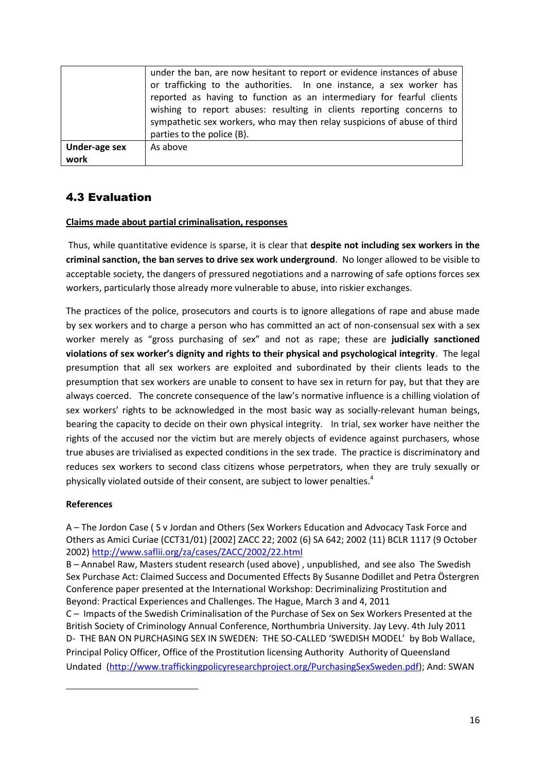| | |
|---|---|
| | under the ban, are now hesitant to report or evidence instances of abuse or trafficking to the authorities. In one instance, a sex worker has reported as having to function as an intermediary for fearful clients wishing to report abuses: resulting in clients reporting concerns to sympathetic sex workers, who may then relay suspicions of abuse of third parties to the police (B). |
| **Under-age sex work** | As above |

## 4.3 Evaluation

**Claims made about partial criminalisation, responses**

Thus, while quantitative evidence is sparse, it is clear that **despite not including sex workers in the criminal sanction, the ban serves to drive sex work underground**. No longer allowed to be visible to acceptable society, the dangers of pressured negotiations and a narrowing of safe options forces sex workers, particularly those already more vulnerable to abuse, into riskier exchanges.

The practices of the police, prosecutors and courts is to ignore allegations of rape and abuse made by sex workers and to charge a person who has committed an act of non-consensual sex with a sex worker merely as "gross purchasing of sex" and not as rape; these are **judicially sanctioned violations of sex worker's dignity and rights to their physical and psychological integrity**. The legal presumption that all sex workers are exploited and subordinated by their clients leads to the presumption that sex workers are unable to consent to have sex in return for pay, but that they are always coerced. The concrete consequence of the law's normative influence is a chilling violation of sex workers' rights to be acknowledged in the most basic way as socially-relevant human beings, bearing the capacity to decide on their own physical integrity. In trial, sex worker have neither the rights of the accused nor the victim but are merely objects of evidence against purchasers, whose true abuses are trivialised as expected conditions in the sex trade. The practice is discriminatory and reduces sex workers to second class citizens whose perpetrators, when they are truly sexually or physically violated outside of their consent, are subject to lower penalties.[4]

**References**

A – The Jordon Case ( S v Jordan and Others (Sex Workers Education and Advocacy Task Force and Others as Amici Curiae (CCT31/01) [2002] ZACC 22; 2002 (6) SA 642; 2002 (11) BCLR 1117 (9 October 2002) http://www.saflii.org/za/cases/ZACC/2002/22.html

B – Annabel Raw, Masters student research (used above) , unpublished, and see also The Swedish Sex Purchase Act: Claimed Success and Documented Effects By Susanne Dodillet and Petra Östergren Conference paper presented at the International Workshop: Decriminalizing Prostitution and Beyond: Practical Experiences and Challenges. The Hague, March 3 and 4, 2011

C – Impacts of the Swedish Criminalisation of the Purchase of Sex on Sex Workers Presented at the British Society of Criminology Annual Conference, Northumbria University. Jay Levy. 4th July 2011

D- THE BAN ON PURCHASING SEX IN SWEDEN: THE SO-CALLED 'SWEDISH MODEL' by Bob Wallace, Principal Policy Officer, Office of the Prostitution licensing Authority Authority of Queensland Undated (http://www.traffickingpolicyresearchproject.org/PurchasingSexSweden.pdf); And: SWAN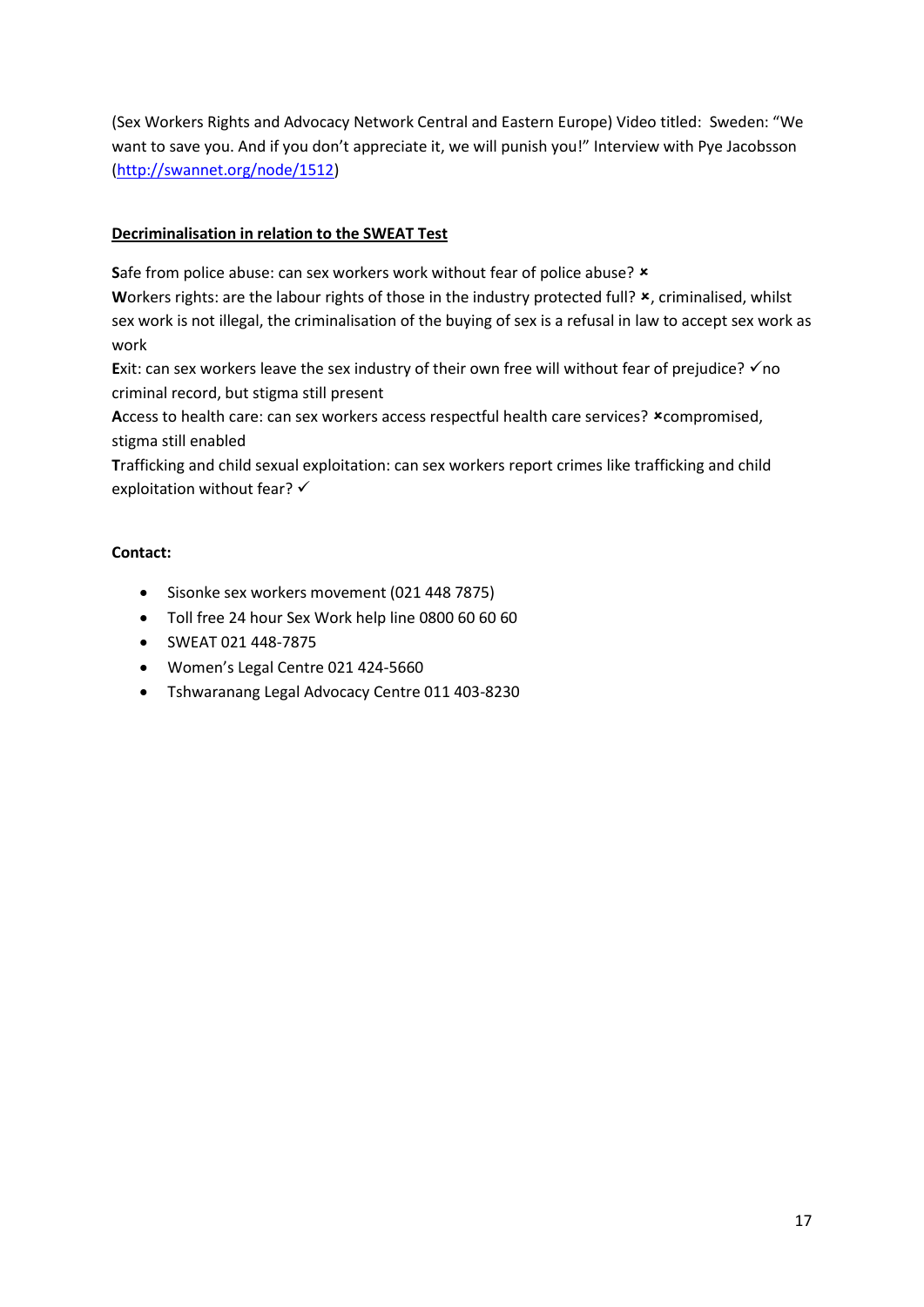(Sex Workers Rights and Advocacy Network Central and Eastern Europe) Video titled: Sweden: "We want to save you. And if you don't appreciate it, we will punish you!" Interview with Pye Jacobsson (http://swannet.org/node/1512)

**Decriminalisation in relation to the SWEAT Test**

**S**afe from police abuse: can sex workers work without fear of police abuse? ✗

**W**orkers rights: are the labour rights of those in the industry protected full? ✗, criminalised, whilst sex work is not illegal, the criminalisation of the buying of sex is a refusal in law to accept sex work as work

**E**xit: can sex workers leave the sex industry of their own free will without fear of prejudice? ✓no criminal record, but stigma still present

**A**ccess to health care: can sex workers access respectful health care services? ✗compromised, stigma still enabled

**T**rafficking and child sexual exploitation: can sex workers report crimes like trafficking and child exploitation without fear? ✓

**Contact:**

- Sisonke sex workers movement (021 448 7875)
- Toll free 24 hour Sex Work help line 0800 60 60 60
- SWEAT 021 448-7875
- Women's Legal Centre 021 424-5660
- Tshwaranang Legal Advocacy Centre 011 403-8230